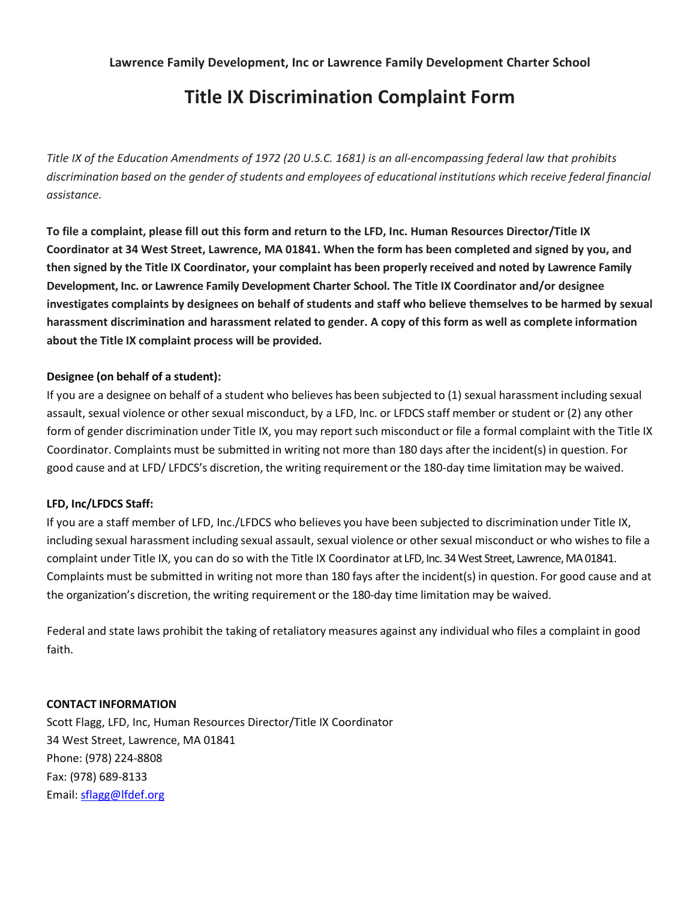**Lawrence Family Development, Inc or Lawrence Family Development Charter School**

# Title IX Discrimination Complaint Form

*Title IX of the Education Amendments of 1972 (20 U.S.C. 1681) is an all-encompassing federal law that prohibits discrimination based on the gender of students and employees of educational institutions which receive federal financial assistance.*

**To file a complaint, please fill out this form and return to the LFD, Inc. Human Resources Director/Title IX Coordinator at 34 West Street, Lawrence, MA 01841. When the form has been completed and signed by you, and then signed by the Title IX Coordinator, your complaint has been properly received and noted by Lawrence Family Development, Inc. or Lawrence Family Development Charter School. The Title IX Coordinator and/or designee investigates complaints by designees on behalf of students and staff who believe themselves to be harmed by sexual harassment discrimination and harassment related to gender. A copy of this form as well as complete information about the Title IX complaint process will be provided.**

**Designee (on behalf of a student):**

If you are a designee on behalf of a student who believes has been subjected to (1) sexual harassment including sexual assault, sexual violence or other sexual misconduct, by a LFD, Inc. or LFDCS staff member or student or (2) any other form of gender discrimination under Title IX, you may report such misconduct or file a formal complaint with the Title IX Coordinator. Complaints must be submitted in writing not more than 180 days after the incident(s) in question. For good cause and at LFD/ LFDCS's discretion, the writing requirement or the 180-day time limitation may be waived.

**LFD, Inc/LFDCS Staff:**

If you are a staff member of LFD, Inc./LFDCS who believes you have been subjected to discrimination under Title IX, including sexual harassment including sexual assault, sexual violence or other sexual misconduct or who wishes to file a complaint under Title IX, you can do so with the Title IX Coordinator at LFD, Inc. 34 West Street, Lawrence, MA 01841. Complaints must be submitted in writing not more than 180 fays after the incident(s) in question. For good cause and at the organization's discretion, the writing requirement or the 180-day time limitation may be waived.

Federal and state laws prohibit the taking of retaliatory measures against any individual who files a complaint in good faith.

**CONTACT INFORMATION**

Scott Flagg, LFD, Inc, Human Resources Director/Title IX Coordinator
34 West Street, Lawrence, MA 01841
Phone: (978) 224-8808
Fax: (978) 689-8133
Email: sflagg@lfdef.org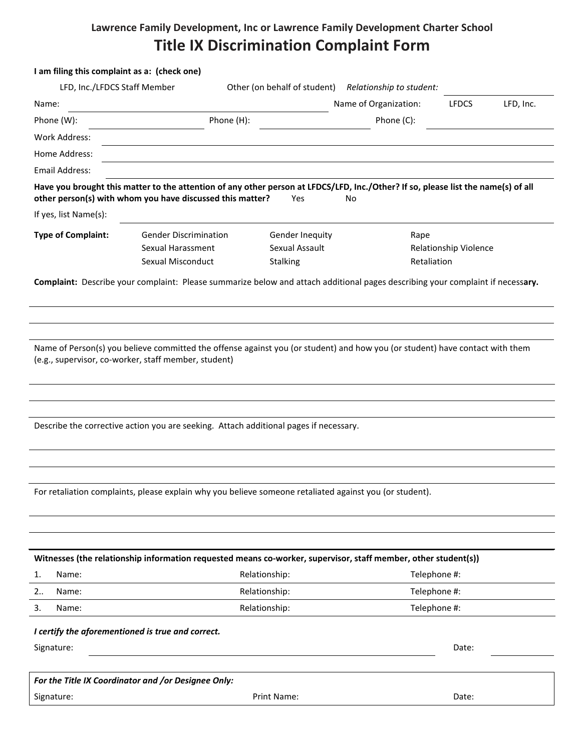**Lawrence Family Development, Inc or Lawrence Family Development Charter School**

# Title IX Discrimination Complaint Form

**I am filing this complaint as a: (check one)**

LFD, Inc./LFDCS Staff Member Other (on behalf of student) *Relationship to student:* ______________

Name: ______________________________ Name of Organization: LFDCS LFD, Inc.

Phone (W): ______________ Phone (H): ______________ Phone (C): ______________

Work Address: ______________________________

Home Address: ______________________________

Email Address: ______________________________

**Have you brought this matter to the attention of any other person at LFDCS/LFD, Inc./Other? If so, please list the name(s) of all other person(s) with whom you have discussed this matter?** Yes No

If yes, list Name(s): ______________________________

| **Type of Complaint:** | | | |
|---|---|---|---|
| | Gender Discrimination | Gender Inequity | Rape |
| | Sexual Harassment | Sexual Assault | Relationship Violence |
| | Sexual Misconduct | Stalking | Retaliation |

**Complaint:** Describe your complaint: Please summarize below and attach additional pages describing your complaint if necess**ary.**

______________________________

______________________________

______________________________

Name of Person(s) you believe committed the offense against you (or student) and how you (or student) have contact with them (e.g., supervisor, co-worker, staff member, student)

______________________________

______________________________

______________________________

Describe the corrective action you are seeking. Attach additional pages if necessary.

______________________________

______________________________

______________________________

For retaliation complaints, please explain why you believe someone retaliated against you (or student).

______________________________

______________________________

______________________________

**Witnesses (the relationship information requested means co-worker, supervisor, staff member, other student(s))**

| | | | |
|---|---|---|---|
| 1. | Name: | Relationship: | Telephone #: |
| 2.. | Name: | Relationship: | Telephone #: |
| 3. | Name: | Relationship: | Telephone #: |

***I certify the aforementioned is true and correct.***

Signature: ______________________________ Date: ______________

***For the Title IX Coordinator and /or Designee Only:***

Signature: Print Name: Date: